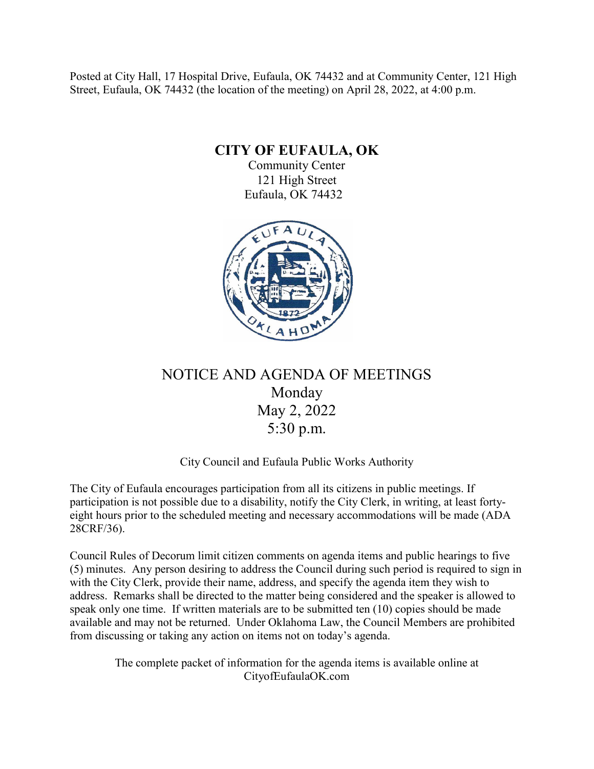Posted at City Hall, 17 Hospital Drive, Eufaula, OK 74432 and at Community Center, 121 High Street, Eufaula, OK 74432 (the location of the meeting) on April 28, 2022, at 4:00 p.m.

# CITY OF EUFAULA, OK

Community Center
121 High Street
Eufaula, OK 74432

## NOTICE AND AGENDA OF MEETINGS

Monday
May 2, 2022
5:30 p.m.

City Council and Eufaula Public Works Authority

The City of Eufaula encourages participation from all its citizens in public meetings. If participation is not possible due to a disability, notify the City Clerk, in writing, at least forty-eight hours prior to the scheduled meeting and necessary accommodations will be made (ADA 28CRF/36).

Council Rules of Decorum limit citizen comments on agenda items and public hearings to five (5) minutes. Any person desiring to address the Council during such period is required to sign in with the City Clerk, provide their name, address, and specify the agenda item they wish to address. Remarks shall be directed to the matter being considered and the speaker is allowed to speak only one time. If written materials are to be submitted ten (10) copies should be made available and may not be returned. Under Oklahoma Law, the Council Members are prohibited from discussing or taking any action on items not on today's agenda.

The complete packet of information for the agenda items is available online at CityofEufaulaOK.com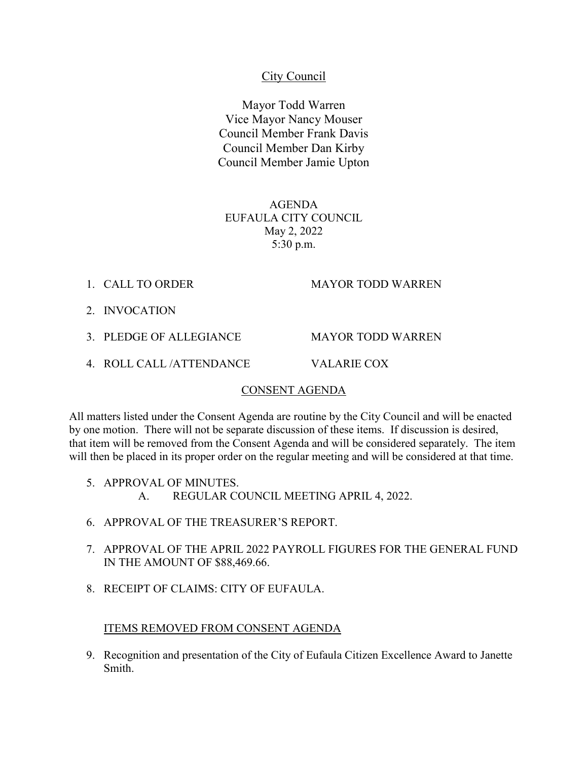City Council

Mayor Todd Warren
Vice Mayor Nancy Mouser
Council Member Frank Davis
Council Member Dan Kirby
Council Member Jamie Upton

AGENDA
EUFAULA CITY COUNCIL
May 2, 2022
5:30 p.m.

1. CALL TO ORDER — MAYOR TODD WARREN
2. INVOCATION
3. PLEDGE OF ALLEGIANCE — MAYOR TODD WARREN
4. ROLL CALL /ATTENDANCE — VALARIE COX

CONSENT AGENDA

All matters listed under the Consent Agenda are routine by the City Council and will be enacted by one motion. There will not be separate discussion of these items. If discussion is desired, that item will be removed from the Consent Agenda and will be considered separately. The item will then be placed in its proper order on the regular meeting and will be considered at that time.

5. APPROVAL OF MINUTES.
   A. REGULAR COUNCIL MEETING APRIL 4, 2022.
6. APPROVAL OF THE TREASURER'S REPORT.
7. APPROVAL OF THE APRIL 2022 PAYROLL FIGURES FOR THE GENERAL FUND IN THE AMOUNT OF $88,469.66.
8. RECEIPT OF CLAIMS: CITY OF EUFAULA.

ITEMS REMOVED FROM CONSENT AGENDA

9. Recognition and presentation of the City of Eufaula Citizen Excellence Award to Janette Smith.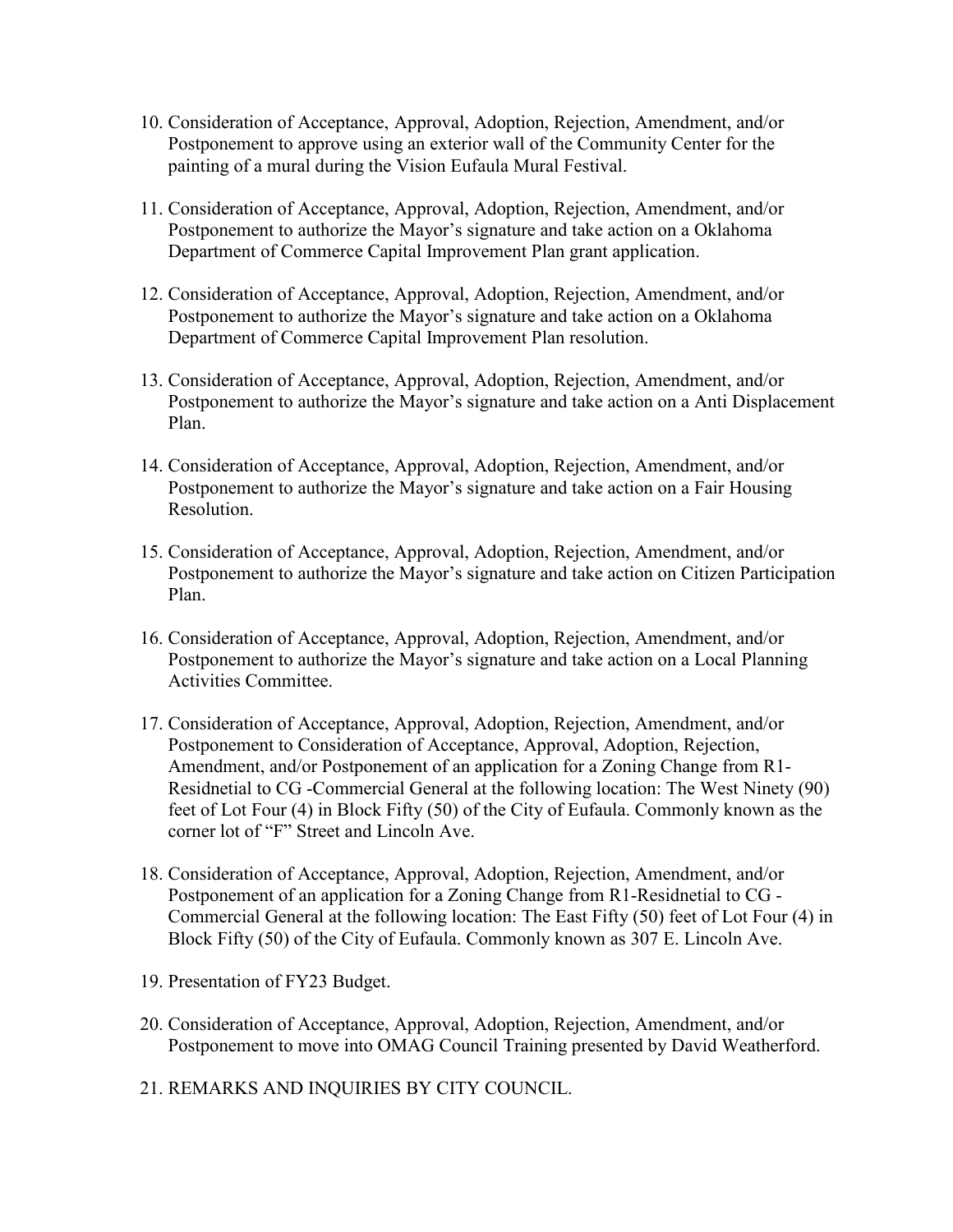10. Consideration of Acceptance, Approval, Adoption, Rejection, Amendment, and/or Postponement to approve using an exterior wall of the Community Center for the painting of a mural during the Vision Eufaula Mural Festival.

11. Consideration of Acceptance, Approval, Adoption, Rejection, Amendment, and/or Postponement to authorize the Mayor's signature and take action on a Oklahoma Department of Commerce Capital Improvement Plan grant application.

12. Consideration of Acceptance, Approval, Adoption, Rejection, Amendment, and/or Postponement to authorize the Mayor's signature and take action on a Oklahoma Department of Commerce Capital Improvement Plan resolution.

13. Consideration of Acceptance, Approval, Adoption, Rejection, Amendment, and/or Postponement to authorize the Mayor's signature and take action on a Anti Displacement Plan.

14. Consideration of Acceptance, Approval, Adoption, Rejection, Amendment, and/or Postponement to authorize the Mayor's signature and take action on a Fair Housing Resolution.

15. Consideration of Acceptance, Approval, Adoption, Rejection, Amendment, and/or Postponement to authorize the Mayor's signature and take action on Citizen Participation Plan.

16. Consideration of Acceptance, Approval, Adoption, Rejection, Amendment, and/or Postponement to authorize the Mayor's signature and take action on a Local Planning Activities Committee.

17. Consideration of Acceptance, Approval, Adoption, Rejection, Amendment, and/or Postponement to Consideration of Acceptance, Approval, Adoption, Rejection, Amendment, and/or Postponement of an application for a Zoning Change from R1-Residnetial to CG -Commercial General at the following location: The West Ninety (90) feet of Lot Four (4) in Block Fifty (50) of the City of Eufaula. Commonly known as the corner lot of "F" Street and Lincoln Ave.

18. Consideration of Acceptance, Approval, Adoption, Rejection, Amendment, and/or Postponement of an application for a Zoning Change from R1-Residnetial to CG - Commercial General at the following location: The East Fifty (50) feet of Lot Four (4) in Block Fifty (50) of the City of Eufaula. Commonly known as 307 E. Lincoln Ave.

19. Presentation of FY23 Budget.

20. Consideration of Acceptance, Approval, Adoption, Rejection, Amendment, and/or Postponement to move into OMAG Council Training presented by David Weatherford.

21. REMARKS AND INQUIRIES BY CITY COUNCIL.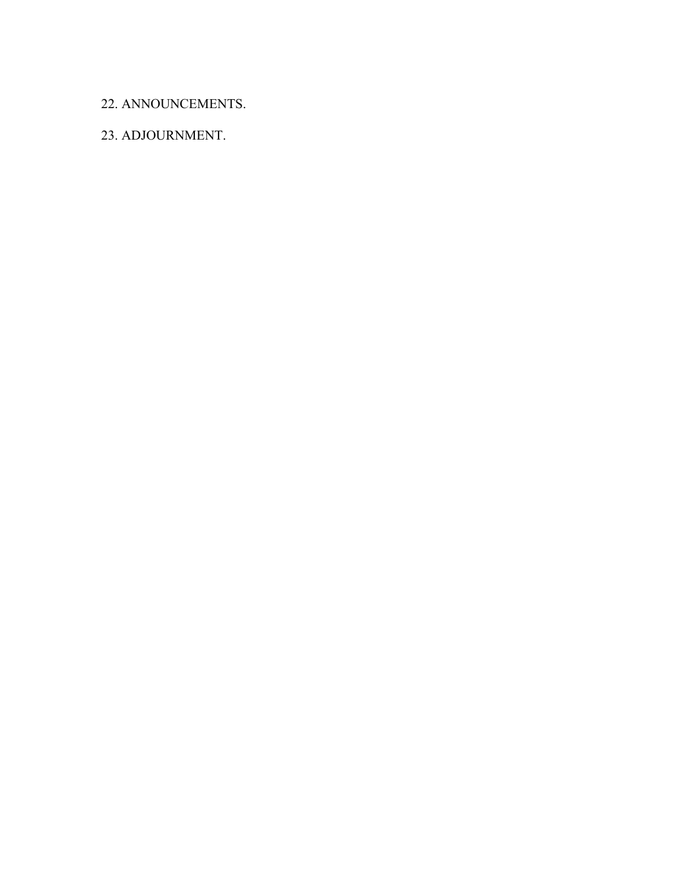22. ANNOUNCEMENTS.

23. ADJOURNMENT.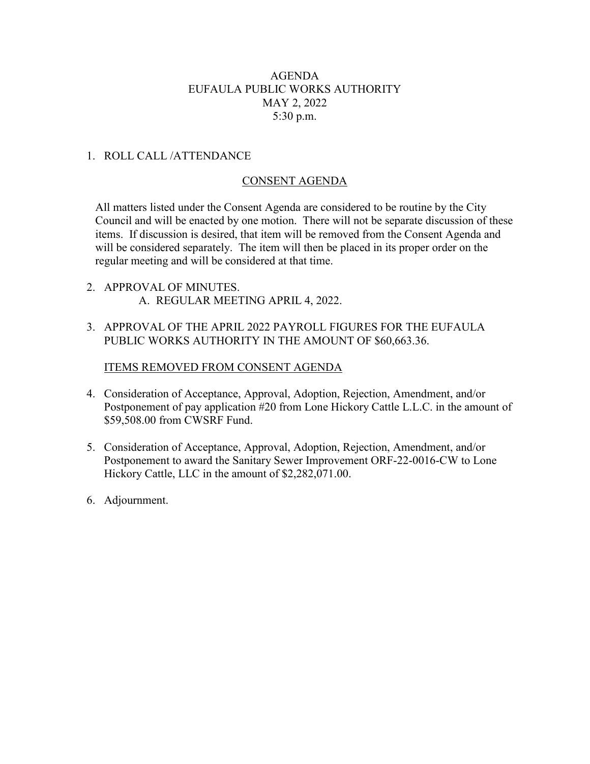# AGENDA
# EUFAULA PUBLIC WORKS AUTHORITY
# MAY 2, 2022
# 5:30 p.m.

1. ROLL CALL /ATTENDANCE

## CONSENT AGENDA

All matters listed under the Consent Agenda are considered to be routine by the City Council and will be enacted by one motion. There will not be separate discussion of these items. If discussion is desired, that item will be removed from the Consent Agenda and will be considered separately. The item will then be placed in its proper order on the regular meeting and will be considered at that time.

2. APPROVAL OF MINUTES.
   A. REGULAR MEETING APRIL 4, 2022.

3. APPROVAL OF THE APRIL 2022 PAYROLL FIGURES FOR THE EUFAULA PUBLIC WORKS AUTHORITY IN THE AMOUNT OF $60,663.36.

## ITEMS REMOVED FROM CONSENT AGENDA

4. Consideration of Acceptance, Approval, Adoption, Rejection, Amendment, and/or Postponement of pay application #20 from Lone Hickory Cattle L.L.C. in the amount of $59,508.00 from CWSRF Fund.

5. Consideration of Acceptance, Approval, Adoption, Rejection, Amendment, and/or Postponement to award the Sanitary Sewer Improvement ORF-22-0016-CW to Lone Hickory Cattle, LLC in the amount of $2,282,071.00.

6. Adjournment.